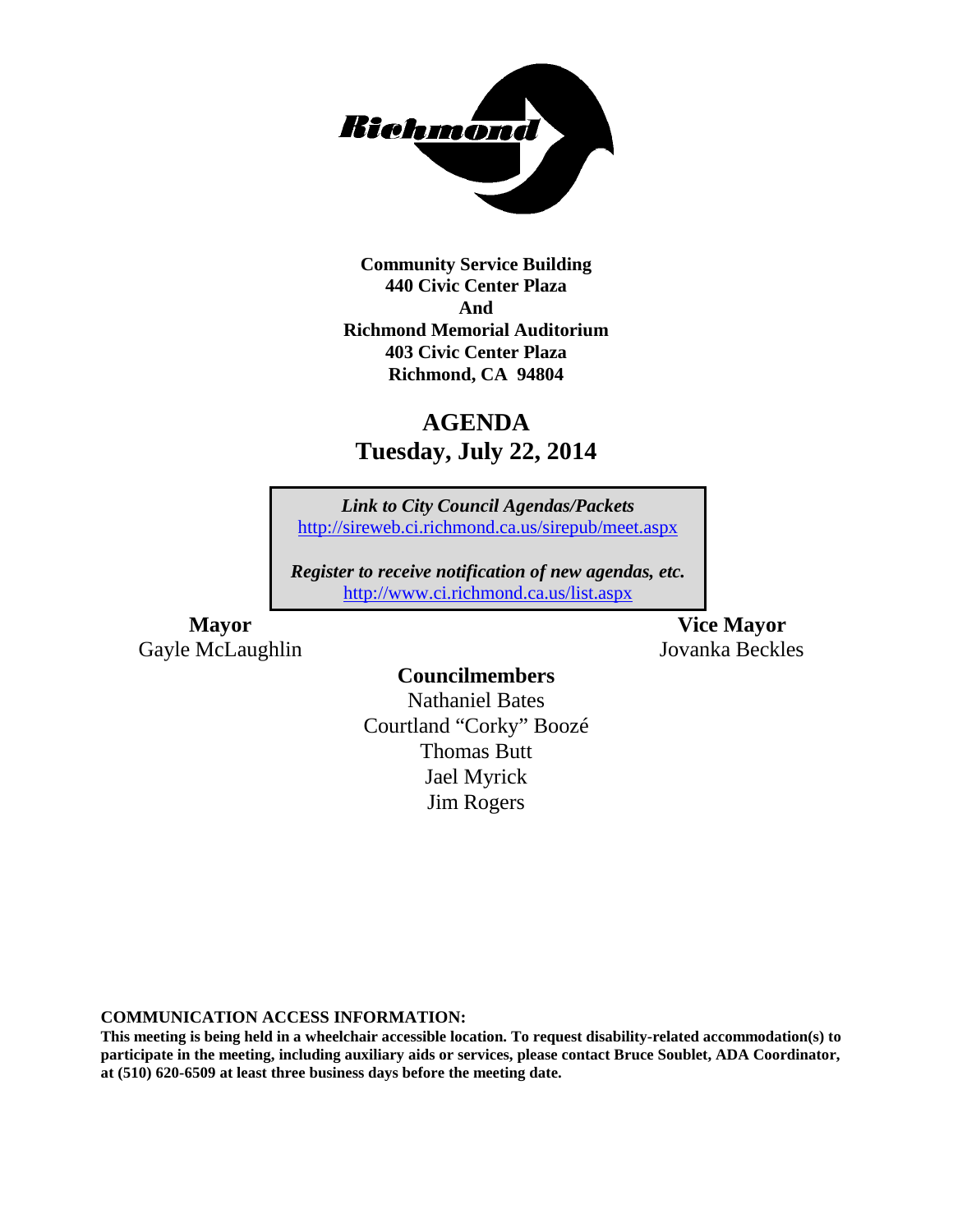**Community Service Building**
**440 Civic Center Plaza**
**And**
**Richmond Memorial Auditorium**
**403 Civic Center Plaza**
**Richmond, CA 94804**

# AGENDA
## Tuesday, July 22, 2014

***Link to City Council Agendas/Packets***
http://sireweb.ci.richmond.ca.us/sirepub/meet.aspx

***Register to receive notification of new agendas, etc.***
http://www.ci.richmond.ca.us/list.aspx

**Mayor**
Gayle McLaughlin

**Vice Mayor**
Jovanka Beckles

**Councilmembers**
Nathaniel Bates
Courtland "Corky" Boozé
Thomas Butt
Jael Myrick
Jim Rogers

**COMMUNICATION ACCESS INFORMATION:**
**This meeting is being held in a wheelchair accessible location. To request disability-related accommodation(s) to participate in the meeting, including auxiliary aids or services, please contact Bruce Soublet, ADA Coordinator, at (510) 620-6509 at least three business days before the meeting date.**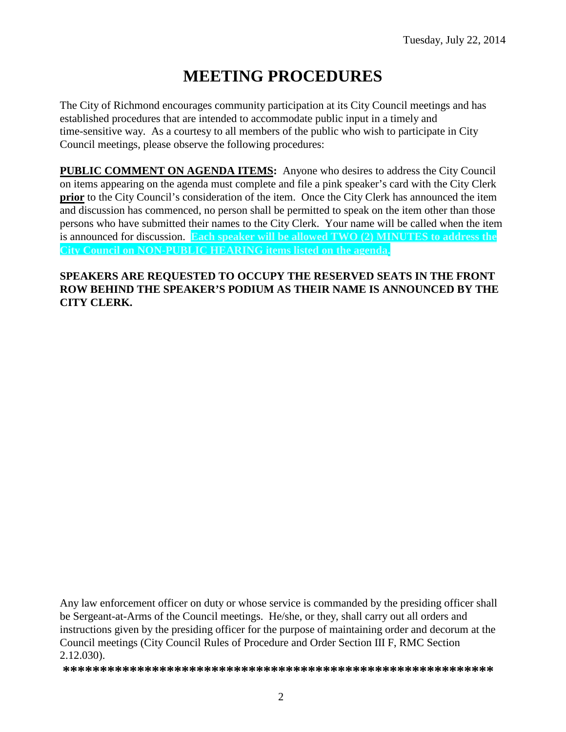Tuesday, July 22, 2014

# MEETING PROCEDURES

The City of Richmond encourages community participation at its City Council meetings and has established procedures that are intended to accommodate public input in a timely and time-sensitive way. As a courtesy to all members of the public who wish to participate in City Council meetings, please observe the following procedures:

**PUBLIC COMMENT ON AGENDA ITEMS:** Anyone who desires to address the City Council on items appearing on the agenda must complete and file a pink speaker's card with the City Clerk **prior** to the City Council's consideration of the item. Once the City Clerk has announced the item and discussion has commenced, no person shall be permitted to speak on the item other than those persons who have submitted their names to the City Clerk. Your name will be called when the item is announced for discussion. **Each speaker will be allowed TWO (2) MINUTES to address the City Council on NON-PUBLIC HEARING items listed on the agenda.**

**SPEAKERS ARE REQUESTED TO OCCUPY THE RESERVED SEATS IN THE FRONT ROW BEHIND THE SPEAKER'S PODIUM AS THEIR NAME IS ANNOUNCED BY THE CITY CLERK.**

Any law enforcement officer on duty or whose service is commanded by the presiding officer shall be Sergeant-at-Arms of the Council meetings. He/she, or they, shall carry out all orders and instructions given by the presiding officer for the purpose of maintaining order and decorum at the Council meetings (City Council Rules of Procedure and Order Section III F, RMC Section 2.12.030).

**********************************************************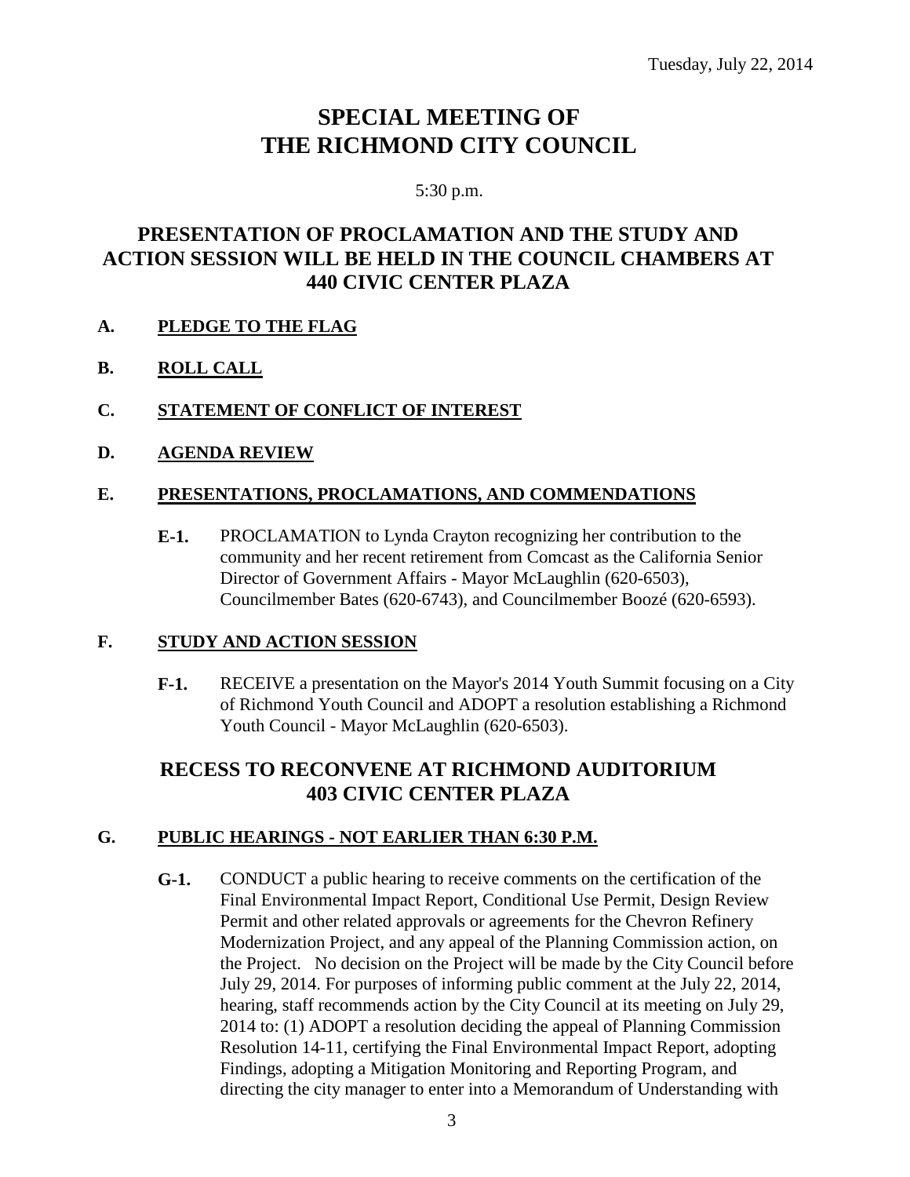Tuesday, July 22, 2014

# SPECIAL MEETING OF THE RICHMOND CITY COUNCIL

5:30 p.m.

## PRESENTATION OF PROCLAMATION AND THE STUDY AND ACTION SESSION WILL BE HELD IN THE COUNCIL CHAMBERS AT 440 CIVIC CENTER PLAZA

**A. PLEDGE TO THE FLAG**

**B. ROLL CALL**

**C. STATEMENT OF CONFLICT OF INTEREST**

**D. AGENDA REVIEW**

**E. PRESENTATIONS, PROCLAMATIONS, AND COMMENDATIONS**

**E-1.** PROCLAMATION to Lynda Crayton recognizing her contribution to the community and her recent retirement from Comcast as the California Senior Director of Government Affairs - Mayor McLaughlin (620-6503), Councilmember Bates (620-6743), and Councilmember Boozé (620-6593).

**F. STUDY AND ACTION SESSION**

**F-1.** RECEIVE a presentation on the Mayor's 2014 Youth Summit focusing on a City of Richmond Youth Council and ADOPT a resolution establishing a Richmond Youth Council - Mayor McLaughlin (620-6503).

## RECESS TO RECONVENE AT RICHMOND AUDITORIUM 403 CIVIC CENTER PLAZA

**G. PUBLIC HEARINGS - NOT EARLIER THAN 6:30 P.M.**

**G-1.** CONDUCT a public hearing to receive comments on the certification of the Final Environmental Impact Report, Conditional Use Permit, Design Review Permit and other related approvals or agreements for the Chevron Refinery Modernization Project, and any appeal of the Planning Commission action, on the Project. No decision on the Project will be made by the City Council before July 29, 2014. For purposes of informing public comment at the July 22, 2014, hearing, staff recommends action by the City Council at its meeting on July 29, 2014 to: (1) ADOPT a resolution deciding the appeal of Planning Commission Resolution 14-11, certifying the Final Environmental Impact Report, adopting Findings, adopting a Mitigation Monitoring and Reporting Program, and directing the city manager to enter into a Memorandum of Understanding with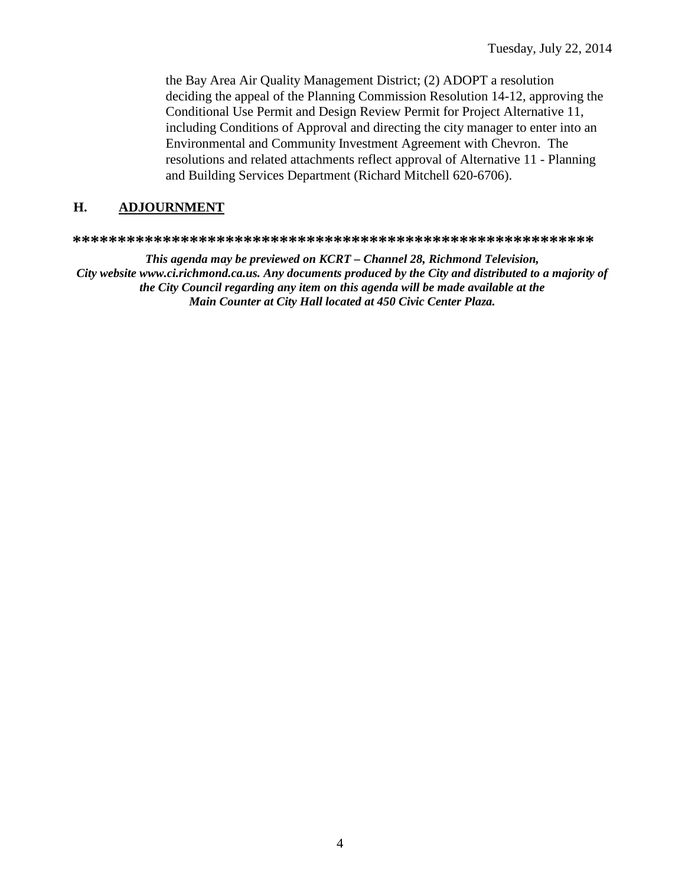the Bay Area Air Quality Management District; (2) ADOPT a resolution deciding the appeal of the Planning Commission Resolution 14-12, approving the Conditional Use Permit and Design Review Permit for Project Alternative 11, including Conditions of Approval and directing the city manager to enter into an Environmental and Community Investment Agreement with Chevron. The resolutions and related attachments reflect approval of Alternative 11 - Planning and Building Services Department (Richard Mitchell 620-6706).

## H. ADJOURNMENT

**************************************************************

***This agenda may be previewed on KCRT – Channel 28, Richmond Television, City website www.ci.richmond.ca.us. Any documents produced by the City and distributed to a majority of the City Council regarding any item on this agenda will be made available at the Main Counter at City Hall located at 450 Civic Center Plaza.***